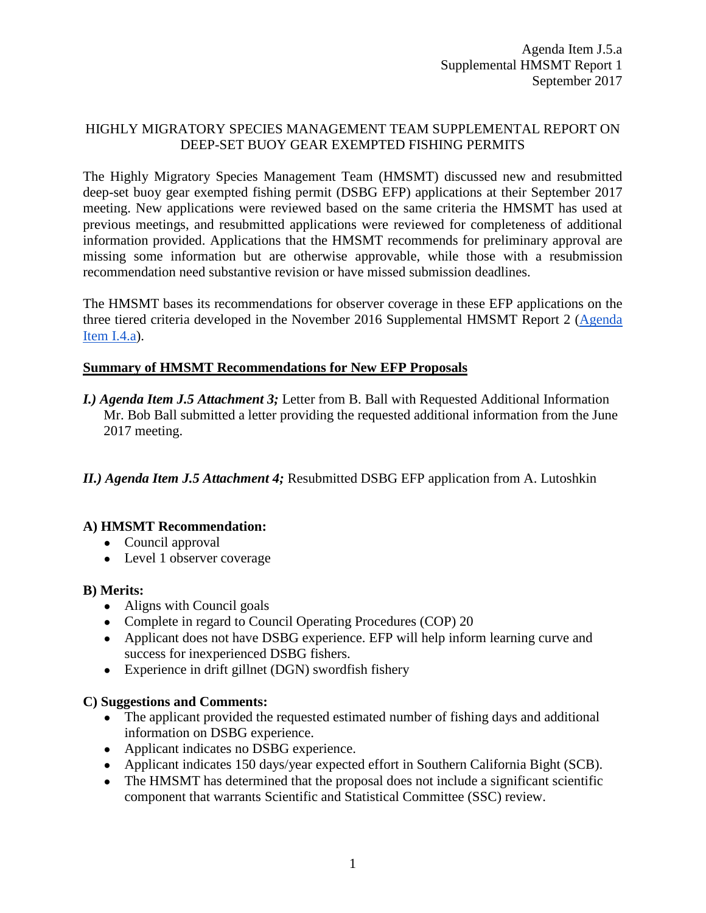Agenda Item J.5.a
Supplemental HMSMT Report 1
September 2017

# HIGHLY MIGRATORY SPECIES MANAGEMENT TEAM SUPPLEMENTAL REPORT ON DEEP-SET BUOY GEAR EXEMPTED FISHING PERMITS

The Highly Migratory Species Management Team (HMSMT) discussed new and resubmitted deep-set buoy gear exempted fishing permit (DSBG EFP) applications at their September 2017 meeting. New applications were reviewed based on the same criteria the HMSMT has used at previous meetings, and resubmitted applications were reviewed for completeness of additional information provided. Applications that the HMSMT recommends for preliminary approval are missing some information but are otherwise approvable, while those with a resubmission recommendation need substantive revision or have missed submission deadlines.

The HMSMT bases its recommendations for observer coverage in these EFP applications on the three tiered criteria developed in the November 2016 Supplemental HMSMT Report 2 ([Agenda Item I.4.a](#)).

## Summary of HMSMT Recommendations for New EFP Proposals

***I.) Agenda Item J.5 Attachment 3;*** Letter from B. Ball with Requested Additional Information
Mr. Bob Ball submitted a letter providing the requested additional information from the June 2017 meeting.

***II.) Agenda Item J.5 Attachment 4;*** Resubmitted DSBG EFP application from A. Lutoshkin

### A) HMSMT Recommendation:

- Council approval
- Level 1 observer coverage

### B) Merits:

- Aligns with Council goals
- Complete in regard to Council Operating Procedures (COP) 20
- Applicant does not have DSBG experience. EFP will help inform learning curve and success for inexperienced DSBG fishers.
- Experience in drift gillnet (DGN) swordfish fishery

### C) Suggestions and Comments:

- The applicant provided the requested estimated number of fishing days and additional information on DSBG experience.
- Applicant indicates no DSBG experience.
- Applicant indicates 150 days/year expected effort in Southern California Bight (SCB).
- The HMSMT has determined that the proposal does not include a significant scientific component that warrants Scientific and Statistical Committee (SSC) review.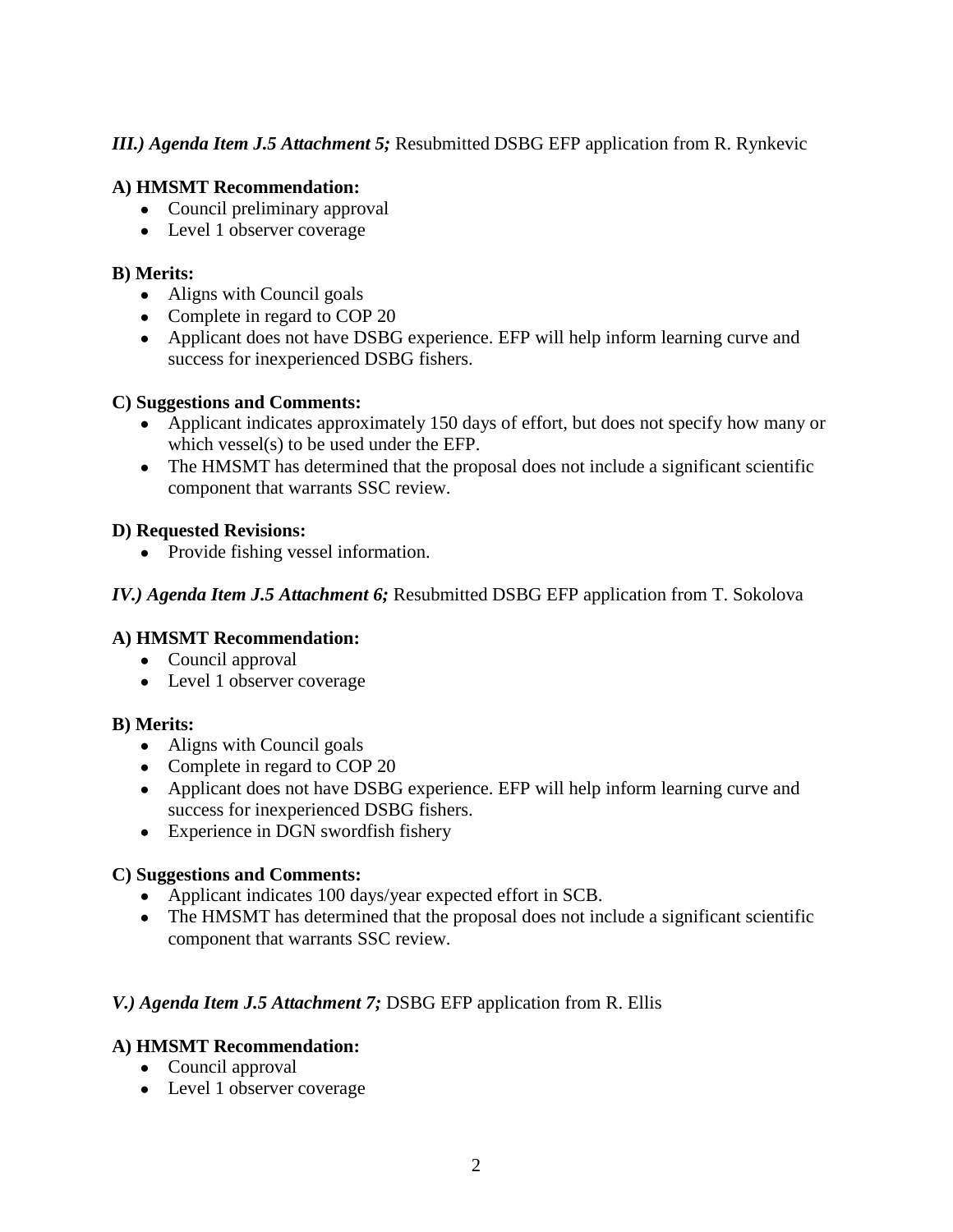***III.) Agenda Item J.5 Attachment 5;*** Resubmitted DSBG EFP application from R. Rynkevic

**A) HMSMT Recommendation:**

- Council preliminary approval
- Level 1 observer coverage

**B) Merits:**

- Aligns with Council goals
- Complete in regard to COP 20
- Applicant does not have DSBG experience. EFP will help inform learning curve and success for inexperienced DSBG fishers.

**C) Suggestions and Comments:**

- Applicant indicates approximately 150 days of effort, but does not specify how many or which vessel(s) to be used under the EFP.
- The HMSMT has determined that the proposal does not include a significant scientific component that warrants SSC review.

**D) Requested Revisions:**

- Provide fishing vessel information.

***IV.) Agenda Item J.5 Attachment 6;*** Resubmitted DSBG EFP application from T. Sokolova

**A) HMSMT Recommendation:**

- Council approval
- Level 1 observer coverage

**B) Merits:**

- Aligns with Council goals
- Complete in regard to COP 20
- Applicant does not have DSBG experience. EFP will help inform learning curve and success for inexperienced DSBG fishers.
- Experience in DGN swordfish fishery

**C) Suggestions and Comments:**

- Applicant indicates 100 days/year expected effort in SCB.
- The HMSMT has determined that the proposal does not include a significant scientific component that warrants SSC review.

***V.) Agenda Item J.5 Attachment 7;*** DSBG EFP application from R. Ellis

**A) HMSMT Recommendation:**

- Council approval
- Level 1 observer coverage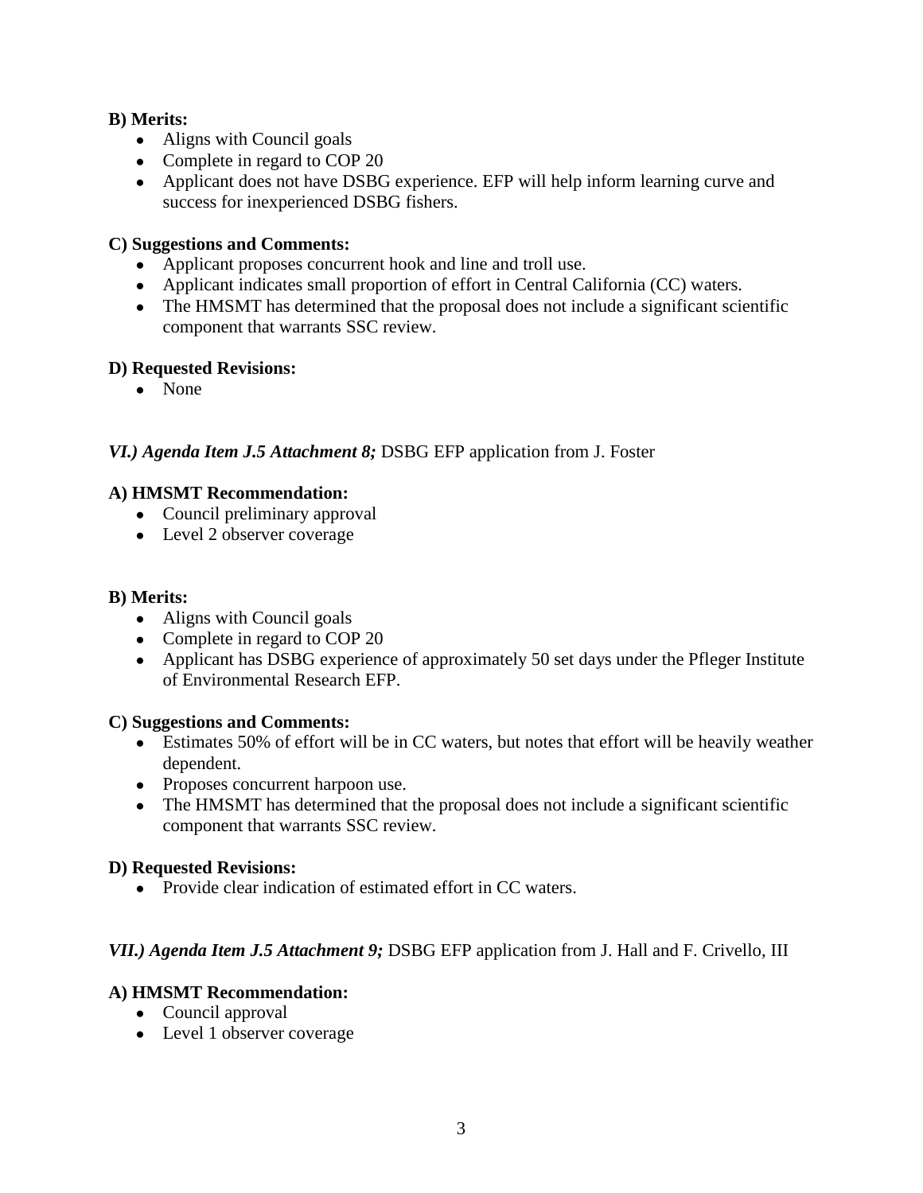**B) Merits:**

- Aligns with Council goals
- Complete in regard to COP 20
- Applicant does not have DSBG experience. EFP will help inform learning curve and success for inexperienced DSBG fishers.

**C) Suggestions and Comments:**

- Applicant proposes concurrent hook and line and troll use.
- Applicant indicates small proportion of effort in Central California (CC) waters.
- The HMSMT has determined that the proposal does not include a significant scientific component that warrants SSC review.

**D) Requested Revisions:**

- None

***VI.) Agenda Item J.5 Attachment 8;*** DSBG EFP application from J. Foster

**A) HMSMT Recommendation:**

- Council preliminary approval
- Level 2 observer coverage

**B) Merits:**

- Aligns with Council goals
- Complete in regard to COP 20
- Applicant has DSBG experience of approximately 50 set days under the Pfleger Institute of Environmental Research EFP.

**C) Suggestions and Comments:**

- Estimates 50% of effort will be in CC waters, but notes that effort will be heavily weather dependent.
- Proposes concurrent harpoon use.
- The HMSMT has determined that the proposal does not include a significant scientific component that warrants SSC review.

**D) Requested Revisions:**

- Provide clear indication of estimated effort in CC waters.

***VII.) Agenda Item J.5 Attachment 9;*** DSBG EFP application from J. Hall and F. Crivello, III

**A) HMSMT Recommendation:**

- Council approval
- Level 1 observer coverage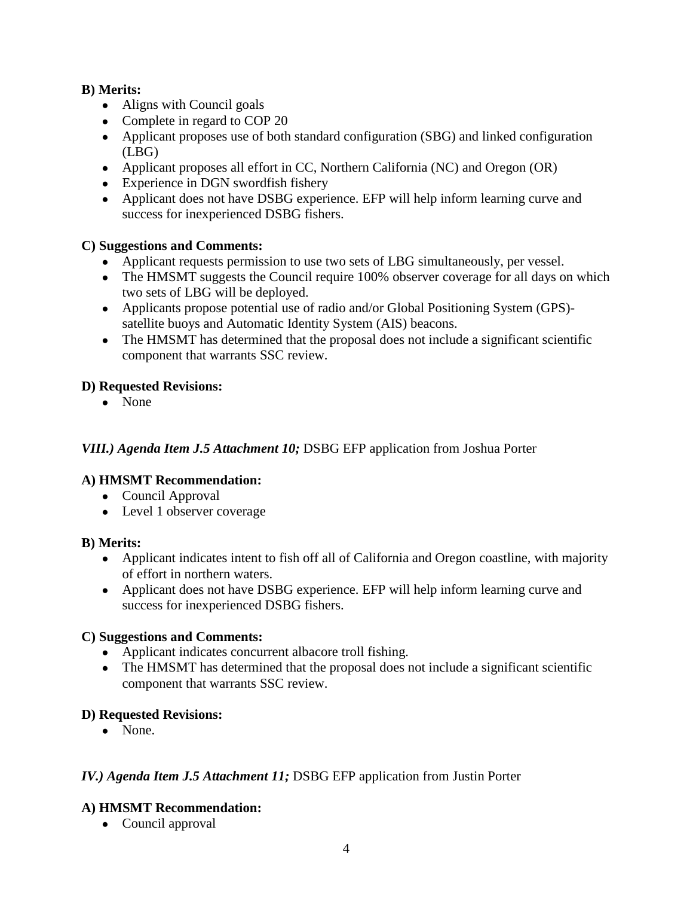**B) Merits:**

- Aligns with Council goals
- Complete in regard to COP 20
- Applicant proposes use of both standard configuration (SBG) and linked configuration (LBG)
- Applicant proposes all effort in CC, Northern California (NC) and Oregon (OR)
- Experience in DGN swordfish fishery
- Applicant does not have DSBG experience. EFP will help inform learning curve and success for inexperienced DSBG fishers.

**C) Suggestions and Comments:**

- Applicant requests permission to use two sets of LBG simultaneously, per vessel.
- The HMSMT suggests the Council require 100% observer coverage for all days on which two sets of LBG will be deployed.
- Applicants propose potential use of radio and/or Global Positioning System (GPS)-satellite buoys and Automatic Identity System (AIS) beacons.
- The HMSMT has determined that the proposal does not include a significant scientific component that warrants SSC review.

**D) Requested Revisions:**

- None

***VIII.) Agenda Item J.5 Attachment 10;*** DSBG EFP application from Joshua Porter

**A) HMSMT Recommendation:**

- Council Approval
- Level 1 observer coverage

**B) Merits:**

- Applicant indicates intent to fish off all of California and Oregon coastline, with majority of effort in northern waters.
- Applicant does not have DSBG experience. EFP will help inform learning curve and success for inexperienced DSBG fishers.

**C) Suggestions and Comments:**

- Applicant indicates concurrent albacore troll fishing.
- The HMSMT has determined that the proposal does not include a significant scientific component that warrants SSC review.

**D) Requested Revisions:**

- None.

***IV.) Agenda Item J.5 Attachment 11;*** DSBG EFP application from Justin Porter

**A) HMSMT Recommendation:**

- Council approval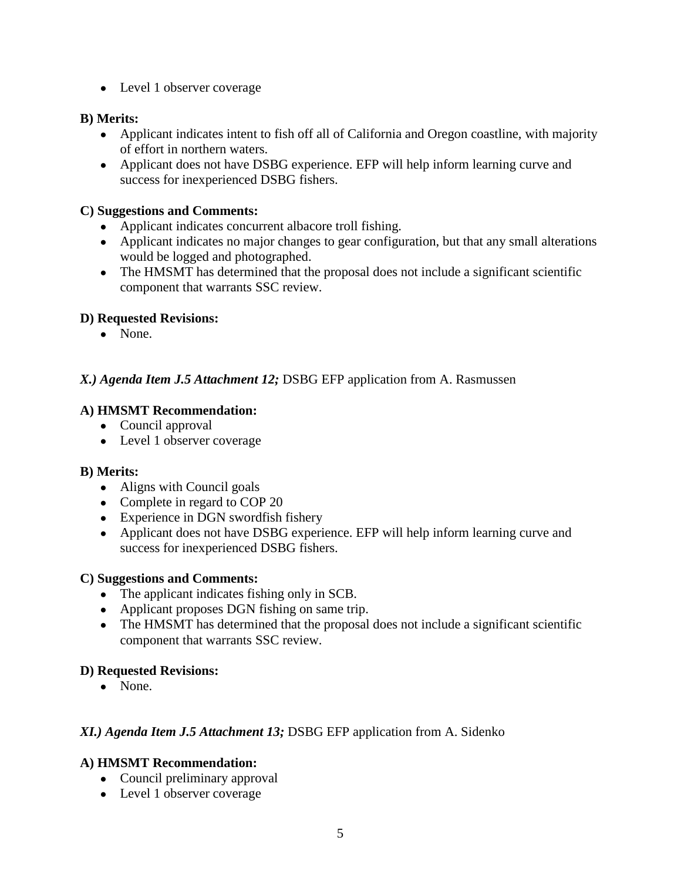- Level 1 observer coverage

**B) Merits:**

- Applicant indicates intent to fish off all of California and Oregon coastline, with majority of effort in northern waters.
- Applicant does not have DSBG experience. EFP will help inform learning curve and success for inexperienced DSBG fishers.

**C) Suggestions and Comments:**

- Applicant indicates concurrent albacore troll fishing.
- Applicant indicates no major changes to gear configuration, but that any small alterations would be logged and photographed.
- The HMSMT has determined that the proposal does not include a significant scientific component that warrants SSC review.

**D) Requested Revisions:**

- None.

***X.) Agenda Item J.5 Attachment 12;*** DSBG EFP application from A. Rasmussen

**A) HMSMT Recommendation:**

- Council approval
- Level 1 observer coverage

**B) Merits:**

- Aligns with Council goals
- Complete in regard to COP 20
- Experience in DGN swordfish fishery
- Applicant does not have DSBG experience. EFP will help inform learning curve and success for inexperienced DSBG fishers.

**C) Suggestions and Comments:**

- The applicant indicates fishing only in SCB.
- Applicant proposes DGN fishing on same trip.
- The HMSMT has determined that the proposal does not include a significant scientific component that warrants SSC review.

**D) Requested Revisions:**

- None.

***XI.) Agenda Item J.5 Attachment 13;*** DSBG EFP application from A. Sidenko

**A) HMSMT Recommendation:**

- Council preliminary approval
- Level 1 observer coverage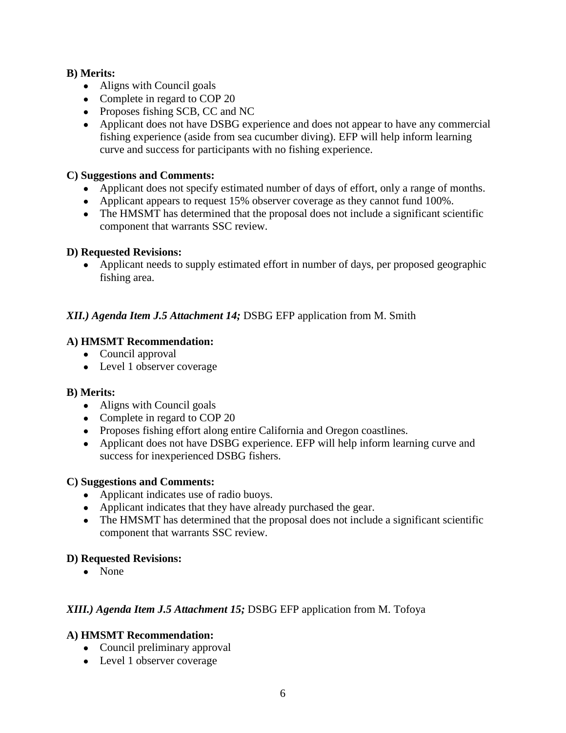**B) Merits:**

- Aligns with Council goals
- Complete in regard to COP 20
- Proposes fishing SCB, CC and NC
- Applicant does not have DSBG experience and does not appear to have any commercial fishing experience (aside from sea cucumber diving). EFP will help inform learning curve and success for participants with no fishing experience.

**C) Suggestions and Comments:**

- Applicant does not specify estimated number of days of effort, only a range of months.
- Applicant appears to request 15% observer coverage as they cannot fund 100%.
- The HMSMT has determined that the proposal does not include a significant scientific component that warrants SSC review.

**D) Requested Revisions:**

- Applicant needs to supply estimated effort in number of days, per proposed geographic fishing area.

***XII.) Agenda Item J.5 Attachment 14;*** DSBG EFP application from M. Smith

**A) HMSMT Recommendation:**

- Council approval
- Level 1 observer coverage

**B) Merits:**

- Aligns with Council goals
- Complete in regard to COP 20
- Proposes fishing effort along entire California and Oregon coastlines.
- Applicant does not have DSBG experience. EFP will help inform learning curve and success for inexperienced DSBG fishers.

**C) Suggestions and Comments:**

- Applicant indicates use of radio buoys.
- Applicant indicates that they have already purchased the gear.
- The HMSMT has determined that the proposal does not include a significant scientific component that warrants SSC review.

**D) Requested Revisions:**

- None

***XIII.) Agenda Item J.5 Attachment 15;*** DSBG EFP application from M. Tofoya

**A) HMSMT Recommendation:**

- Council preliminary approval
- Level 1 observer coverage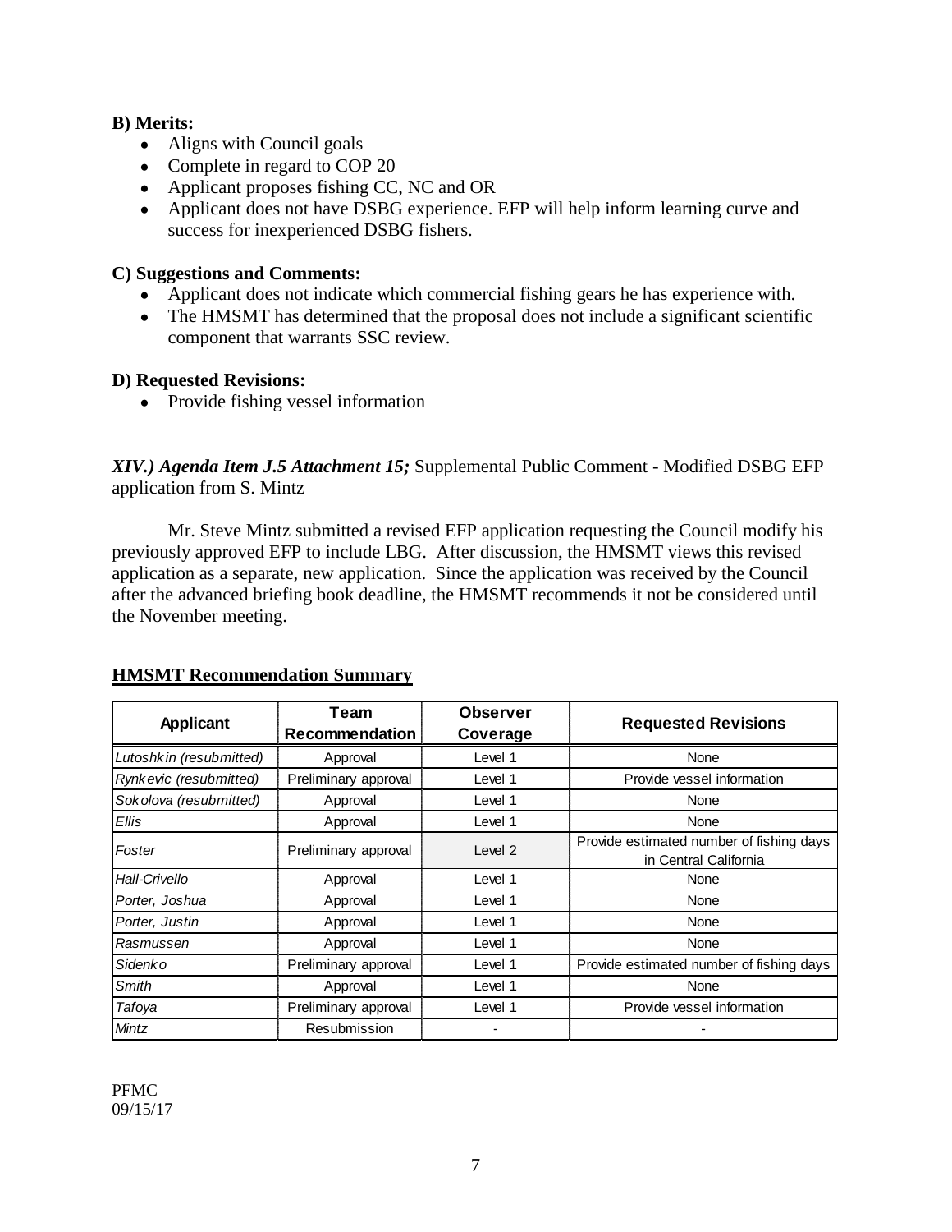**B) Merits:**

- Aligns with Council goals
- Complete in regard to COP 20
- Applicant proposes fishing CC, NC and OR
- Applicant does not have DSBG experience. EFP will help inform learning curve and success for inexperienced DSBG fishers.

**C) Suggestions and Comments:**

- Applicant does not indicate which commercial fishing gears he has experience with.
- The HMSMT has determined that the proposal does not include a significant scientific component that warrants SSC review.

**D) Requested Revisions:**

- Provide fishing vessel information

***XIV.) Agenda Item J.5 Attachment 15;*** Supplemental Public Comment - Modified DSBG EFP application from S. Mintz

Mr. Steve Mintz submitted a revised EFP application requesting the Council modify his previously approved EFP to include LBG. After discussion, the HMSMT views this revised application as a separate, new application. Since the application was received by the Council after the advanced briefing book deadline, the HMSMT recommends it not be considered until the November meeting.

**HMSMT Recommendation Summary**

| Applicant | Team Recommendation | Observer Coverage | Requested Revisions |
|---|---|---|---|
| *Lutoshkin (resubmitted)* | Approval | Level 1 | None |
| *Rynkevic (resubmitted)* | Preliminary approval | Level 1 | Provide vessel information |
| *Sokolova (resubmitted)* | Approval | Level 1 | None |
| *Ellis* | Approval | Level 1 | None |
| *Foster* | Preliminary approval | Level 2 | Provide estimated number of fishing days in Central California |
| *Hall-Crivello* | Approval | Level 1 | None |
| *Porter, Joshua* | Approval | Level 1 | None |
| *Porter, Justin* | Approval | Level 1 | None |
| *Rasmussen* | Approval | Level 1 | None |
| *Sidenko* | Preliminary approval | Level 1 | Provide estimated number of fishing days |
| *Smith* | Approval | Level 1 | None |
| *Tafoya* | Preliminary approval | Level 1 | Provide vessel information |
| *Mintz* | Resubmission | - | - |

PFMC
09/15/17